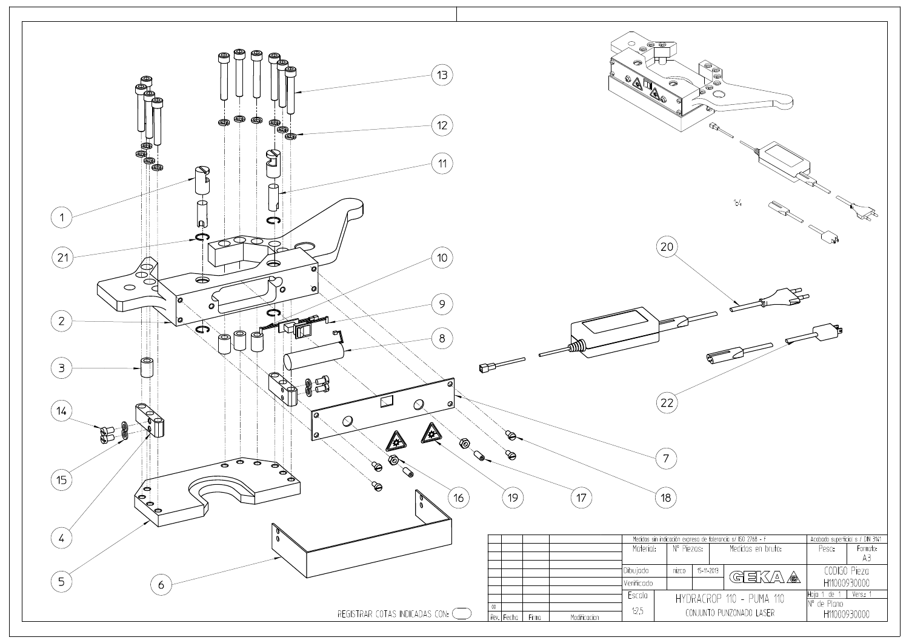1
2
3
4
5
6
7
8
9
10
11
12
13
14
15
16
17
18
19
20
21
22

1:4

REGISTRAR COTAS INDICADAS CON:

| Medidas sin indicación expresa de tolerancia s/ ISO 2768 - f | | | Acabado superficial s / DIN 3141 | |
|---|---|---|---|---|
| Material: | Nº Piezas: | Medidas en bruto: | Peso: | Formato: A3 |
| Dibujado | nizco | 15-11-2013 | CODIGO Pieza | |
| Verificado | | GEKA | H11000930000 | |
| Escala | HYDRACROP 110 - PUMA 110 | | Hoja 1 de 1 | Vers.: 1 |
| 1:2,5 | CONJUNTO PUNZONADO LASER | | Nº de Plano | H11000930000 |

| Rev. | Fecha | Firma | Modificacion |
|---|---|---|---|
| 00 | | | |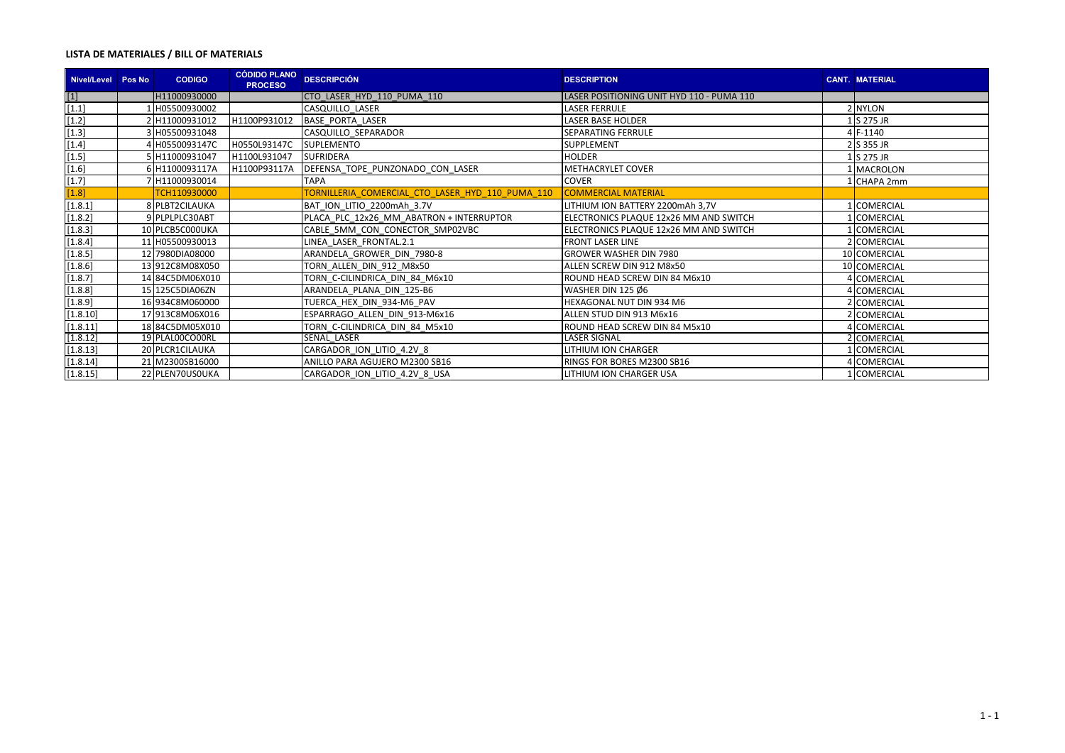**LISTA DE MATERIALES / BILL OF MATERIALS**

| Nivel/Level | Pos No | CODIGO | CÓDIGO PLANO PROCESO | DESCRIPCIÓN | DESCRIPTION | CANT. | MATERIAL |
|---|---|---|---|---|---|---|---|
| [1] | | H11000930000 | | CTO_LASER_HYD_110_PUMA_110 | LASER POSITIONING UNIT HYD 110 - PUMA 110 | | |
| [1.1] | 1 | H05500930002 | | CASQUILLO_LASER | LASER FERRULE | 2 | NYLON |
| [1.2] | 2 | H11000931012 | H1100P931012 | BASE_PORTA_LASER | LASER BASE HOLDER | 1 | S 275 JR |
| [1.3] | 3 | H05500931048 | | CASQUILLO_SEPARADOR | SEPARATING FERRULE | 4 | F-1140 |
| [1.4] | 4 | H0550093147C | H0550L93147C | SUPLEMENTO | SUPPLEMENT | 2 | S 355 JR |
| [1.5] | 5 | H11000931047 | H1100L931047 | SUFRIDERA | HOLDER | 1 | S 275 JR |
| [1.6] | 6 | H1100093117A | H1100P93117A | DEFENSA_TOPE_PUNZONADO_CON_LASER | METHACRYLET COVER | 1 | MACROLON |
| [1.7] | 7 | H11000930014 | | TAPA | COVER | 1 | CHAPA 2mm |
| [1.8] | | TCH110930000 | | TORNILLERIA_COMERCIAL_CTO_LASER_HYD_110_PUMA_110 | COMMERCIAL MATERIAL | | |
| [1.8.1] | 8 | PLBT2CILAUKA | | BAT_ION_LITIO_2200mAh_3.7V | LITHIUM ION BATTERY 2200mAh 3,7V | 1 | COMERCIAL |
| [1.8.2] | 9 | PLPLPLC30ABT | | PLACA_PLC_12x26_MM_ABATRON + INTERRUPTOR | ELECTRONICS PLAQUE 12x26 MM AND SWITCH | 1 | COMERCIAL |
| [1.8.3] | 10 | PLCB5C000UKA | | CABLE_5MM_CON_CONECTOR_SMP02VBC | ELECTRONICS PLAQUE 12x26 MM AND SWITCH | 1 | COMERCIAL |
| [1.8.4] | 11 | H05500930013 | | LINEA_LASER_FRONTAL.2.1 | FRONT LASER LINE | 2 | COMERCIAL |
| [1.8.5] | 12 | 7980DIA08000 | | ARANDELA_GROWER_DIN_7980-8 | GROWER WASHER DIN 7980 | 10 | COMERCIAL |
| [1.8.6] | 13 | 912C8M08X050 | | TORN_ALLEN_DIN_912_M8x50 | ALLEN SCREW DIN 912 M8x50 | 10 | COMERCIAL |
| [1.8.7] | 14 | 84C5DM06X010 | | TORN_C-CILINDRICA_DIN_84_M6x10 | ROUND HEAD SCREW DIN 84 M6x10 | 4 | COMERCIAL |
| [1.8.8] | 15 | 125C5DIA06ZN | | ARANDELA_PLANA_DIN_125-B6 | WASHER DIN 125 Ø6 | 4 | COMERCIAL |
| [1.8.9] | 16 | 934C8M060000 | | TUERCA_HEX_DIN_934-M6_PAV | HEXAGONAL NUT DIN 934 M6 | 2 | COMERCIAL |
| [1.8.10] | 17 | 913C8M06X016 | | ESPARRAGO_ALLEN_DIN_913-M6x16 | ALLEN STUD DIN 913 M6x16 | 2 | COMERCIAL |
| [1.8.11] | 18 | 84C5DM05X010 | | TORN_C-CILINDRICA_DIN_84_M5x10 | ROUND HEAD SCREW DIN 84 M5x10 | 4 | COMERCIAL |
| [1.8.12] | 19 | PLAL00CO00RL | | SEÑAL_LASER | LASER SIGNAL | 2 | COMERCIAL |
| [1.8.13] | 20 | PLCR1CILAUKA | | CARGADOR_ION_LITIO_4.2V_8 | LITHIUM ION CHARGER | 1 | COMERCIAL |
| [1.8.14] | 21 | M2300SB16000 | | ANILLO PARA AGUJERO M2300 SB16 | RINGS FOR BORES M2300 SB16 | 4 | COMERCIAL |
| [1.8.15] | 22 | PLEN70US0UKA | | CARGADOR_ION_LITIO_4.2V_8_USA | LITHIUM ION CHARGER USA | 1 | COMERCIAL |